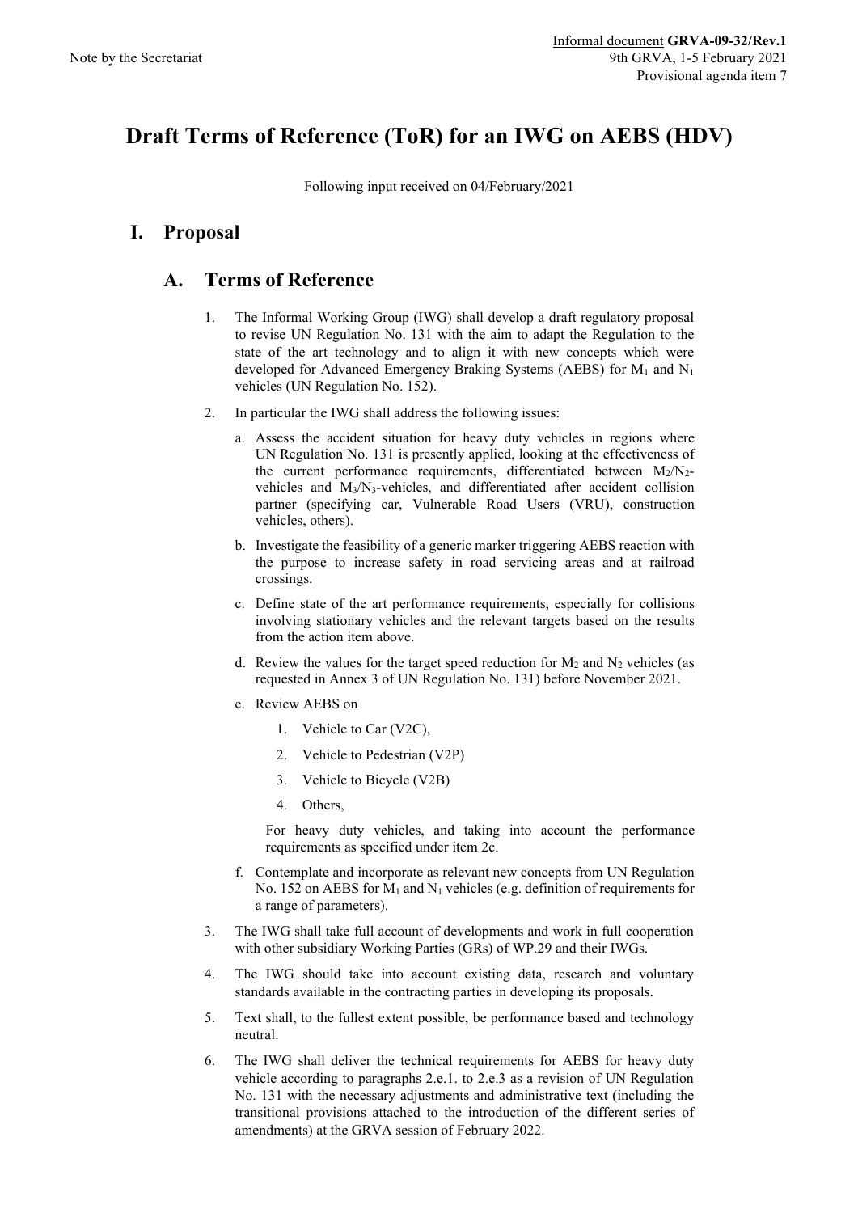Informal document **GRVA-09-32/Rev.1**
9th GRVA, 1-5 February 2021
Provisional agenda item 7

Note by the Secretariat

# Draft Terms of Reference (ToR) for an IWG on AEBS (HDV)

Following input received on 04/February/2021

## I. Proposal

### A. Terms of Reference

1. The Informal Working Group (IWG) shall develop a draft regulatory proposal to revise UN Regulation No. 131 with the aim to adapt the Regulation to the state of the art technology and to align it with new concepts which were developed for Advanced Emergency Braking Systems (AEBS) for $M_1$ and $N_1$ vehicles (UN Regulation No. 152).

2. In particular the IWG shall address the following issues:

   a. Assess the accident situation for heavy duty vehicles in regions where UN Regulation No. 131 is presently applied, looking at the effectiveness of the current performance requirements, differentiated between $M_2$/$N_2$-vehicles and $M_3$/$N_3$-vehicles, and differentiated after accident collision partner (specifying car, Vulnerable Road Users (VRU), construction vehicles, others).

   b. Investigate the feasibility of a generic marker triggering AEBS reaction with the purpose to increase safety in road servicing areas and at railroad crossings.

   c. Define state of the art performance requirements, especially for collisions involving stationary vehicles and the relevant targets based on the results from the action item above.

   d. Review the values for the target speed reduction for $M_2$ and $N_2$ vehicles (as requested in Annex 3 of UN Regulation No. 131) before November 2021.

   e. Review AEBS on

      1. Vehicle to Car (V2C),

      2. Vehicle to Pedestrian (V2P)

      3. Vehicle to Bicycle (V2B)

      4. Others,

      For heavy duty vehicles, and taking into account the performance requirements as specified under item 2c.

   f. Contemplate and incorporate as relevant new concepts from UN Regulation No. 152 on AEBS for $M_1$ and $N_1$ vehicles (e.g. definition of requirements for a range of parameters).

3. The IWG shall take full account of developments and work in full cooperation with other subsidiary Working Parties (GRs) of WP.29 and their IWGs.

4. The IWG should take into account existing data, research and voluntary standards available in the contracting parties in developing its proposals.

5. Text shall, to the fullest extent possible, be performance based and technology neutral.

6. The IWG shall deliver the technical requirements for AEBS for heavy duty vehicle according to paragraphs 2.e.1. to 2.e.3 as a revision of UN Regulation No. 131 with the necessary adjustments and administrative text (including the transitional provisions attached to the introduction of the different series of amendments) at the GRVA session of February 2022.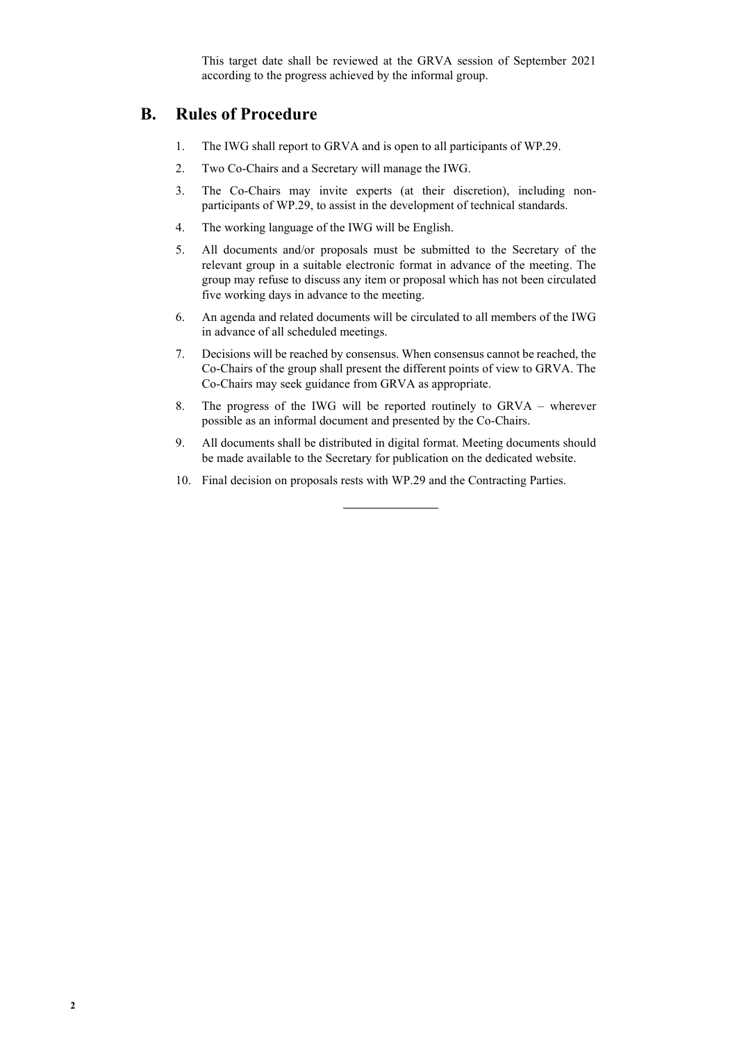This target date shall be reviewed at the GRVA session of September 2021 according to the progress achieved by the informal group.

## B. Rules of Procedure

1. The IWG shall report to GRVA and is open to all participants of WP.29.
2. Two Co-Chairs and a Secretary will manage the IWG.
3. The Co-Chairs may invite experts (at their discretion), including non-participants of WP.29, to assist in the development of technical standards.
4. The working language of the IWG will be English.
5. All documents and/or proposals must be submitted to the Secretary of the relevant group in a suitable electronic format in advance of the meeting. The group may refuse to discuss any item or proposal which has not been circulated five working days in advance to the meeting.
6. An agenda and related documents will be circulated to all members of the IWG in advance of all scheduled meetings.
7. Decisions will be reached by consensus. When consensus cannot be reached, the Co-Chairs of the group shall present the different points of view to GRVA. The Co-Chairs may seek guidance from GRVA as appropriate.
8. The progress of the IWG will be reported routinely to GRVA – wherever possible as an informal document and presented by the Co-Chairs.
9. All documents shall be distributed in digital format. Meeting documents should be made available to the Secretary for publication on the dedicated website.
10. Final decision on proposals rests with WP.29 and the Contracting Parties.